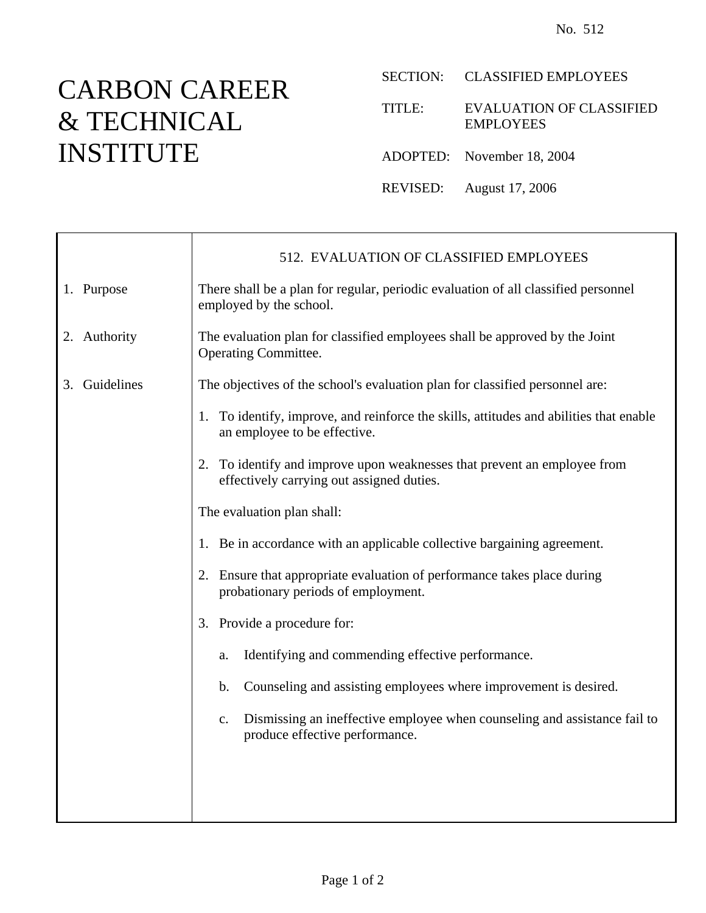No. 512

# CARBON CAREER & TECHNICAL INSTITUTE

SECTION: CLASSIFIED EMPLOYEES

TITLE: EVALUATION OF CLASSIFIED EMPLOYEES

ADOPTED: November 18, 2004

REVISED: August 17, 2006

## 512. EVALUATION OF CLASSIFIED EMPLOYEES

### 1. Purpose

There shall be a plan for regular, periodic evaluation of all classified personnel employed by the school.

### 2. Authority

The evaluation plan for classified employees shall be approved by the Joint Operating Committee.

### 3. Guidelines

The objectives of the school's evaluation plan for classified personnel are:

1. To identify, improve, and reinforce the skills, attitudes and abilities that enable an employee to be effective.

2. To identify and improve upon weaknesses that prevent an employee from effectively carrying out assigned duties.

The evaluation plan shall:

1. Be in accordance with an applicable collective bargaining agreement.

2. Ensure that appropriate evaluation of performance takes place during probationary periods of employment.

3. Provide a procedure for:

    a. Identifying and commending effective performance.

    b. Counseling and assisting employees where improvement is desired.

    c. Dismissing an ineffective employee when counseling and assistance fail to produce effective performance.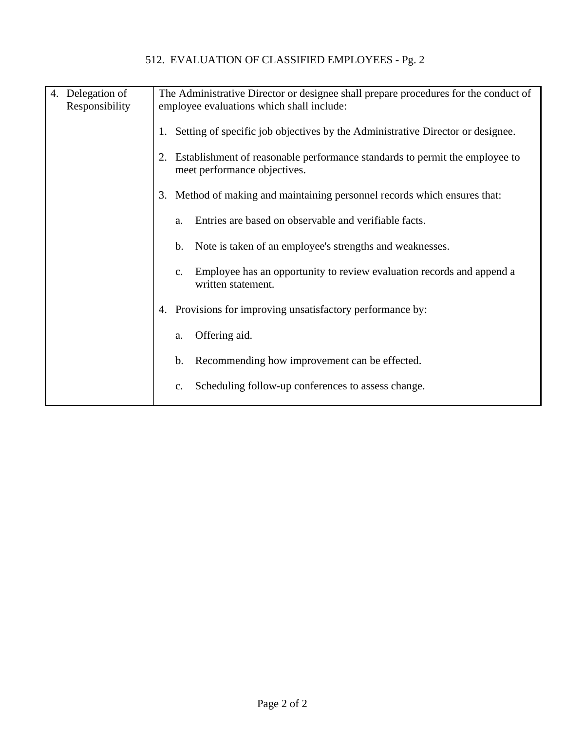| | |
|---|---|
| 4. Delegation of Responsibility | The Administrative Director or designee shall prepare procedures for the conduct of employee evaluations which shall include:<br><br>1. Setting of specific job objectives by the Administrative Director or designee.<br><br>2. Establishment of reasonable performance standards to permit the employee to meet performance objectives.<br><br>3. Method of making and maintaining personnel records which ensures that:<br><br>a. Entries are based on observable and verifiable facts.<br><br>b. Note is taken of an employee's strengths and weaknesses.<br><br>c. Employee has an opportunity to review evaluation records and append a written statement.<br><br>4. Provisions for improving unsatisfactory performance by:<br><br>a. Offering aid.<br><br>b. Recommending how improvement can be effected.<br><br>c. Scheduling follow-up conferences to assess change. |